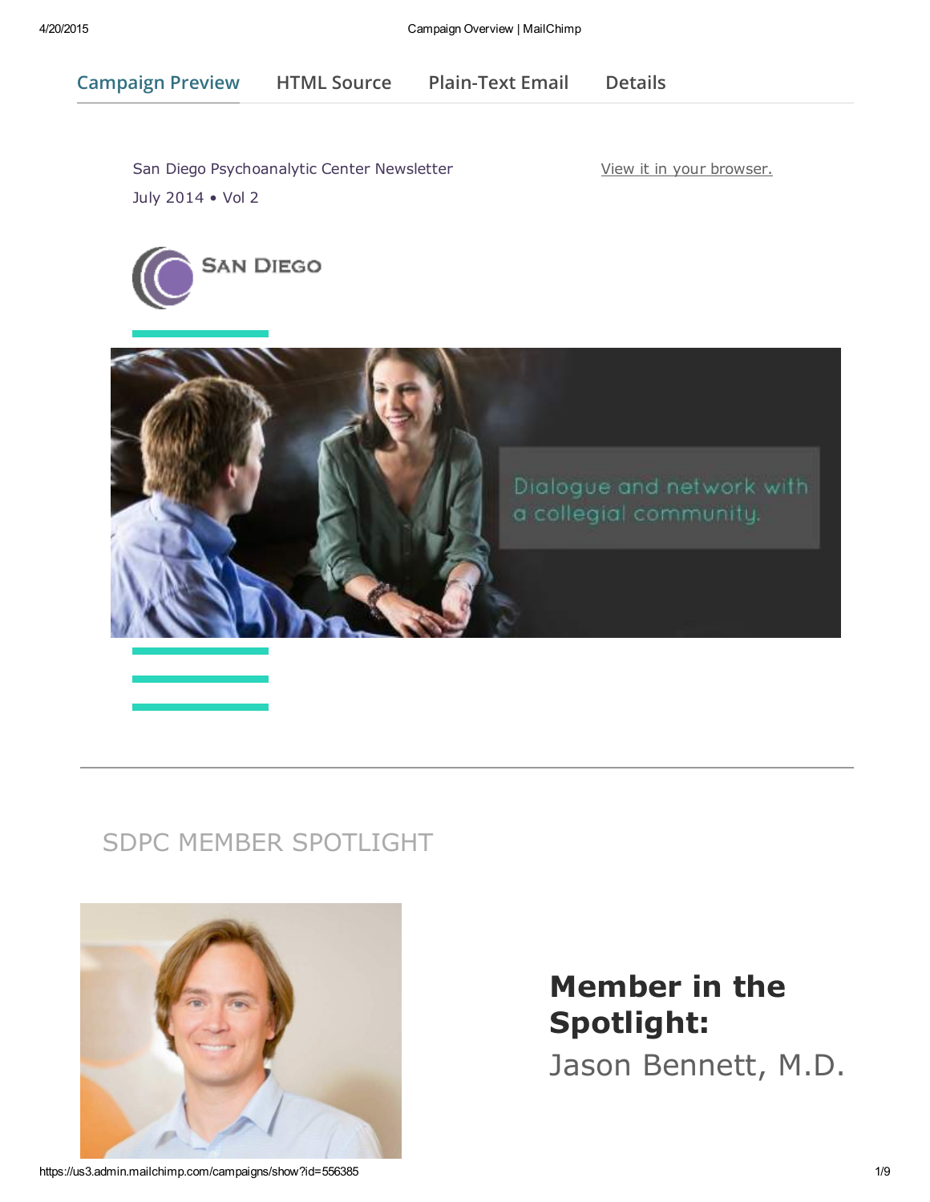Campaign Preview | HTML Source | Plain-Text Email | Details

San Diego Psychoanalytic Center Newsletter
July 2014 • Vol 2

View it in your browser.

SAN DIEGO

Dialogue and network with a collegial community.

## SDPC MEMBER SPOTLIGHT

## Member in the Spotlight:

Jason Bennett, M.D.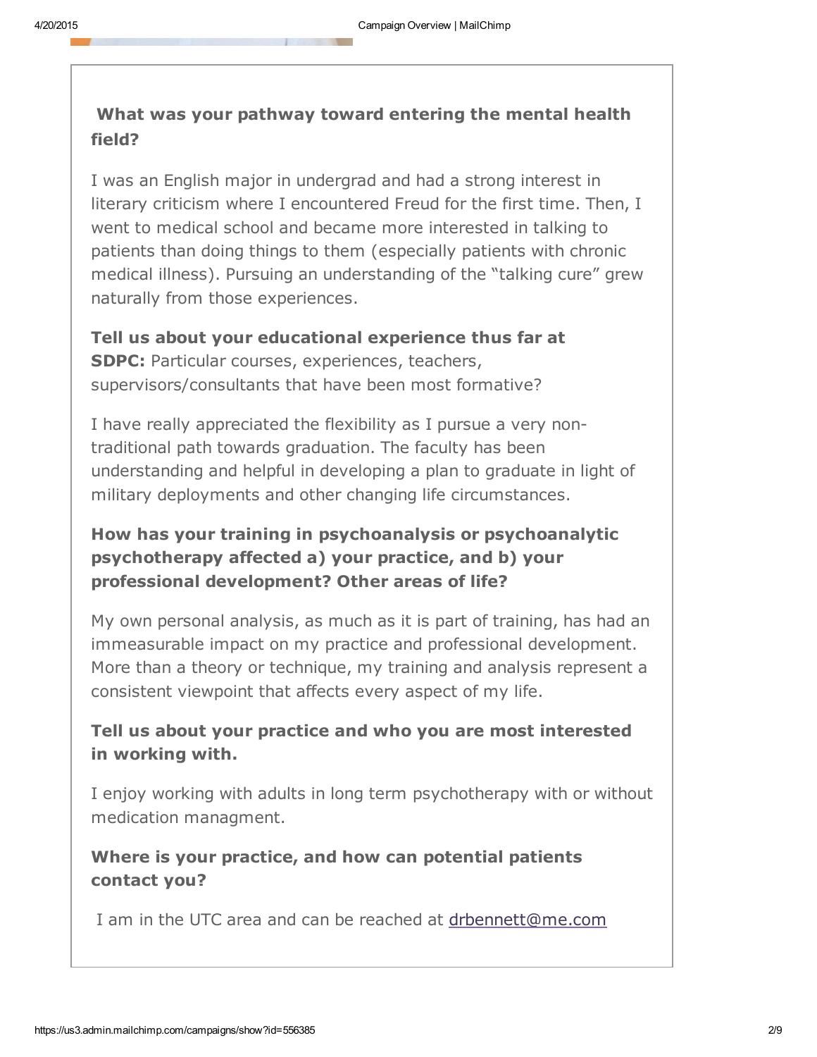**What was your pathway toward entering the mental health field?**

I was an English major in undergrad and had a strong interest in literary criticism where I encountered Freud for the first time. Then, I went to medical school and became more interested in talking to patients than doing things to them (especially patients with chronic medical illness). Pursuing an understanding of the "talking cure" grew naturally from those experiences.

**Tell us about your educational experience thus far at SDPC:** Particular courses, experiences, teachers, supervisors/consultants that have been most formative?

I have really appreciated the flexibility as I pursue a very non-traditional path towards graduation. The faculty has been understanding and helpful in developing a plan to graduate in light of military deployments and other changing life circumstances.

**How has your training in psychoanalysis or psychoanalytic psychotherapy affected a) your practice, and b) your professional development? Other areas of life?**

My own personal analysis, as much as it is part of training, has had an immeasurable impact on my practice and professional development. More than a theory or technique, my training and analysis represent a consistent viewpoint that affects every aspect of my life.

**Tell us about your practice and who you are most interested in working with.**

I enjoy working with adults in long term psychotherapy with or without medication managment.

**Where is your practice, and how can potential patients contact you?**

I am in the UTC area and can be reached at drbennett@me.com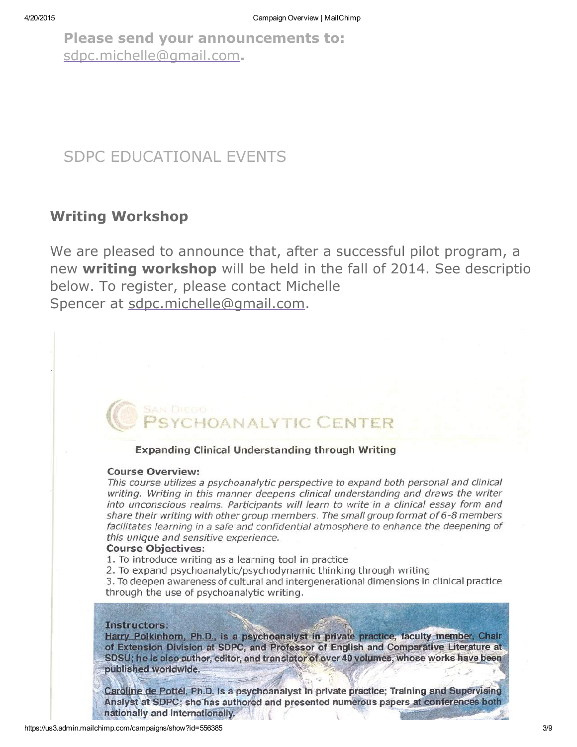**Please send your announcements to:** sdpc.michelle@gmail.com**.**

SDPC EDUCATIONAL EVENTS

## Writing Workshop

We are pleased to announce that, after a successful pilot program, a new **writing workshop** will be held in the fall of 2014. See descriptio below. To register, please contact Michelle Spencer at sdpc.michelle@gmail.com.

SAN DIEGO PSYCHOANALYTIC CENTER

**Expanding Clinical Understanding through Writing**

**Course Overview:**

*This course utilizes a psychoanalytic perspective to expand both personal and clinical writing. Writing in this manner deepens clinical understanding and draws the writer into unconscious realms. Participants will learn to write in a clinical essay form and share their writing with other group members. The small group format of 6-8 members facilitates learning in a safe and confidential atmosphere to enhance the deepening of this unique and sensitive experience.*

**Course Objectives:**

1. To introduce writing as a learning tool in practice
2. To expand psychoanalytic/psychodynamic thinking through writing
3. To deepen awareness of cultural and intergenerational dimensions in clinical practice through the use of psychoanalytic writing.

**Instructors:**

**Harry Polkinhorn, Ph.D., is a psychoanalyst in private practice, faculty member, Chair of Extension Division at SDPC, and Professor of English and Comparative Literature at SDSU; he is also author, editor, and translator of over 40 volumes, whose works have been published worldwide.**

**Caroline de Pottél, Ph.D. is a psychoanalyst in private practice; Training and Supervising Analyst at SDPC; she has authored and presented numerous papers at conferences both nationally and internationally.**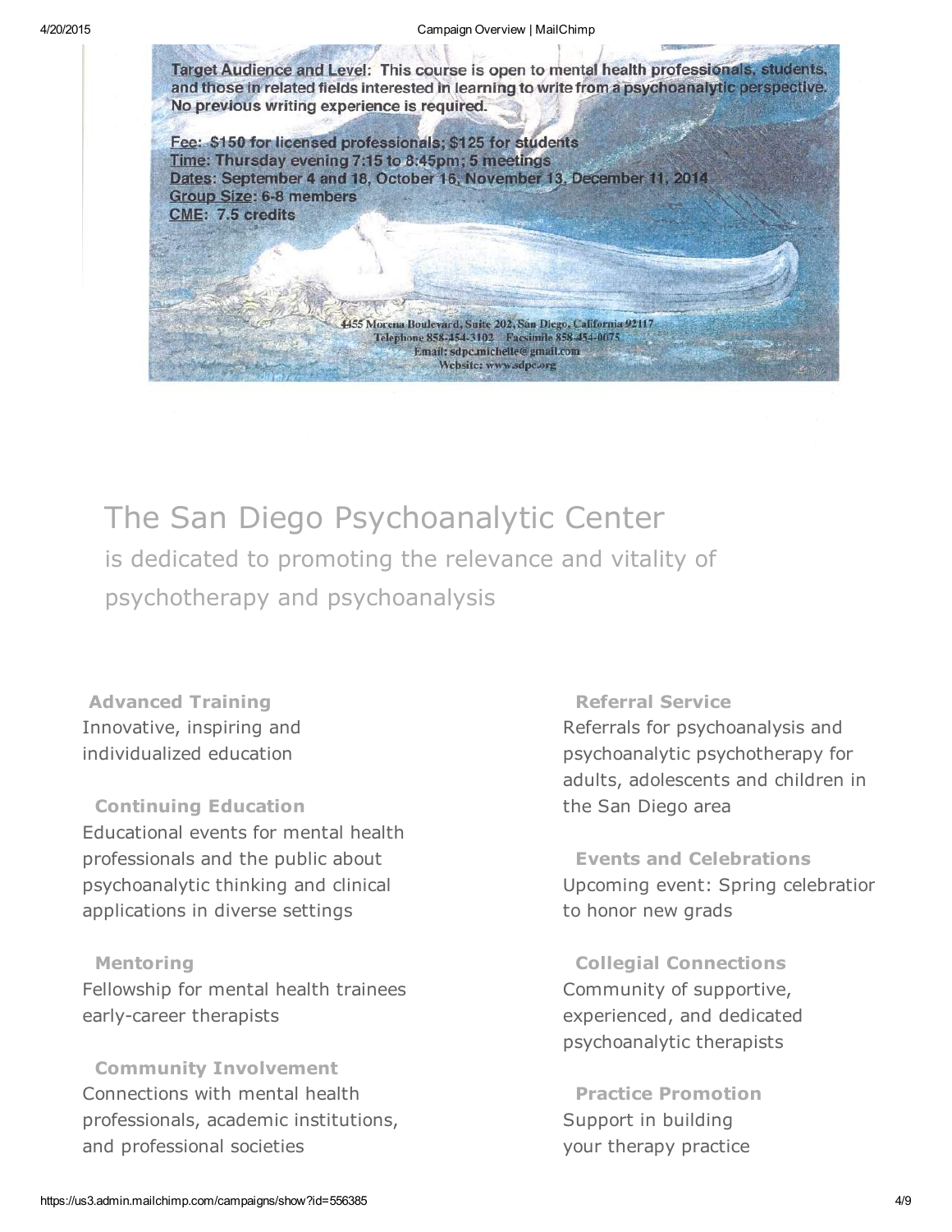**Target Audience and Level**: This course is open to mental health professionals, students, and those in related fields interested in learning to write from a psychoanalytic perspective. No previous writing experience is required.

**Fee**: $150 for licensed professionals; $125 for students
**Time**: Thursday evening 7:15 to 8:45pm; 5 meetings
**Dates**: September 4 and 18, October 16, November 13, December 11, 2014
**Group Size**: 6-8 members
**CME**: 7.5 credits

4455 Morena Boulevard, Suite 202, San Diego, California 92117
Telephone 858-454-3102 Facsimile 858-454-0075
Email: sdpc.michelle@gmail.com
Website: www.sdpc.org

# The San Diego Psychoanalytic Center

is dedicated to promoting the relevance and vitality of psychotherapy and psychoanalysis

**Advanced Training**
Innovative, inspiring and individualized education

**Continuing Education**
Educational events for mental health professionals and the public about psychoanalytic thinking and clinical applications in diverse settings

**Mentoring**
Fellowship for mental health trainees early-career therapists

**Community Involvement**
Connections with mental health professionals, academic institutions, and professional societies

**Referral Service**
Referrals for psychoanalysis and psychoanalytic psychotherapy for adults, adolescents and children in the San Diego area

**Events and Celebrations**
Upcoming event: Spring celebratior to honor new grads

**Collegial Connections**
Community of supportive, experienced, and dedicated psychoanalytic therapists

**Practice Promotion**
Support in building your therapy practice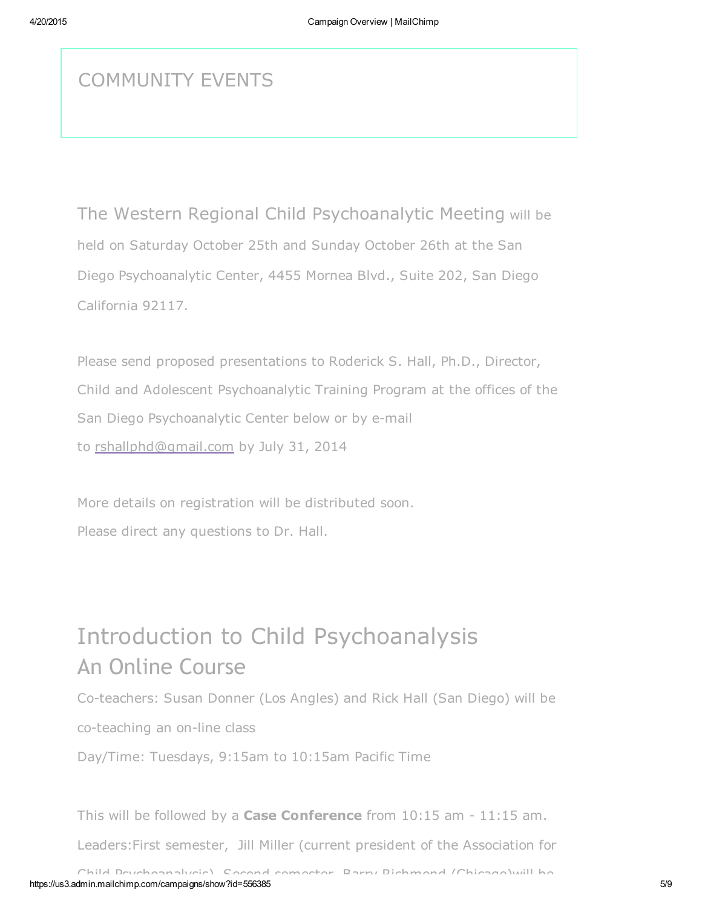## COMMUNITY EVENTS

The Western Regional Child Psychoanalytic Meeting will be held on Saturday October 25th and Sunday October 26th at the San Diego Psychoanalytic Center, 4455 Mornea Blvd., Suite 202, San Diego California 92117.

Please send proposed presentations to Roderick S. Hall, Ph.D., Director, Child and Adolescent Psychoanalytic Training Program at the offices of the San Diego Psychoanalytic Center below or by e-mail to rshallphd@gmail.com by July 31, 2014

More details on registration will be distributed soon.
Please direct any questions to Dr. Hall.

## Introduction to Child Psychoanalysis
## An Online Course

Co-teachers: Susan Donner (Los Angles) and Rick Hall (San Diego) will be co-teaching an on-line class

Day/Time: Tuesdays, 9:15am to 10:15am Pacific Time

This will be followed by a **Case Conference** from 10:15 am - 11:15 am. Leaders:First semester, Jill Miller (current president of the Association for Child Psychoanalysis). Second semester, Barry Richmond (Chicago)will be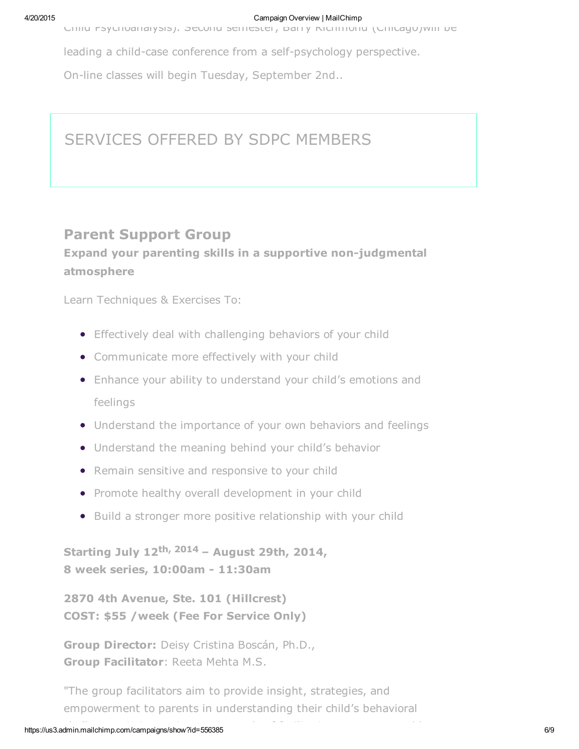Child Psychoanalysis). Second semester, Barry Richmond (Chicago)will be leading a child-case conference from a self-psychology perspective.

On-line classes will begin Tuesday, September 2nd..

## SERVICES OFFERED BY SDPC MEMBERS

## Parent Support Group

**Expand your parenting skills in a supportive non-judgmental atmosphere**

Learn Techniques & Exercises To:

- Effectively deal with challenging behaviors of your child
- Communicate more effectively with your child
- Enhance your ability to understand your child's emotions and feelings
- Understand the importance of your own behaviors and feelings
- Understand the meaning behind your child's behavior
- Remain sensitive and responsive to your child
- Promote healthy overall development in your child
- Build a stronger more positive relationship with your child

**Starting July 12th, 2014 – August 29th, 2014,**
**8 week series, 10:00am - 11:30am**

**2870 4th Avenue, Ste. 101 (Hillcrest)**
**COST: $55 /week (Fee For Service Only)**

**Group Director:** Deisy Cristina Boscán, Ph.D.,
**Group Facilitator**: Reeta Mehta M.S.

"The group facilitators aim to provide insight, strategies, and empowerment to parents in understanding their child's behavioral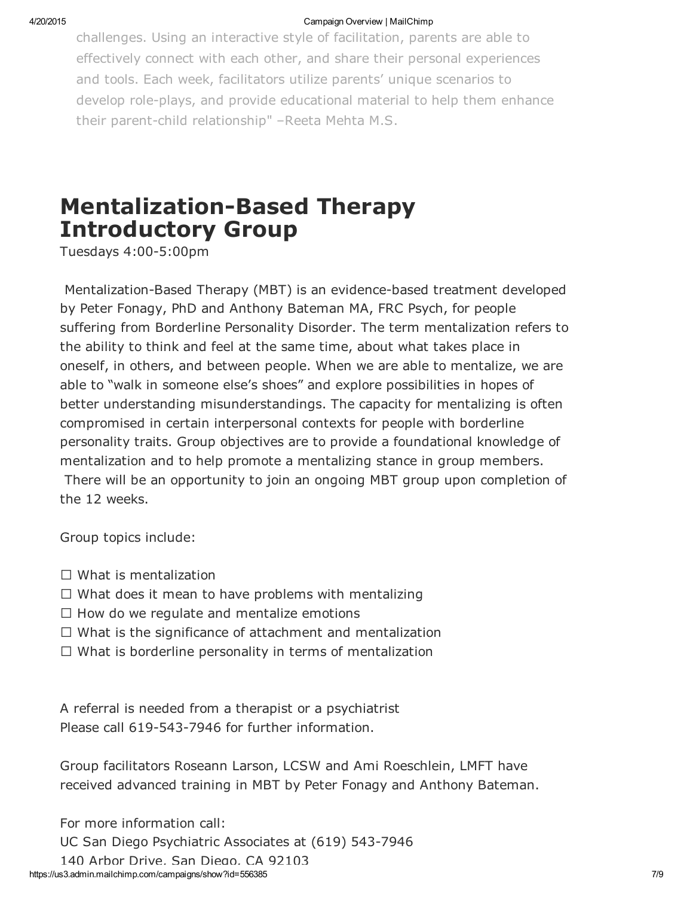challenges. Using an interactive style of facilitation, parents are able to effectively connect with each other, and share their personal experiences and tools. Each week, facilitators utilize parents' unique scenarios to develop role-plays, and provide educational material to help them enhance their parent-child relationship" –Reeta Mehta M.S.

# Mentalization-Based Therapy Introductory Group

Tuesdays 4:00-5:00pm

Mentalization-Based Therapy (MBT) is an evidence-based treatment developed by Peter Fonagy, PhD and Anthony Bateman MA, FRC Psych, for people suffering from Borderline Personality Disorder. The term mentalization refers to the ability to think and feel at the same time, about what takes place in oneself, in others, and between people. When we are able to mentalize, we are able to "walk in someone else's shoes" and explore possibilities in hopes of better understanding misunderstandings. The capacity for mentalizing is often compromised in certain interpersonal contexts for people with borderline personality traits. Group objectives are to provide a foundational knowledge of mentalization and to help promote a mentalizing stance in group members. There will be an opportunity to join an ongoing MBT group upon completion of the 12 weeks.

Group topics include:

- ☐ What is mentalization
- ☐ What does it mean to have problems with mentalizing
- ☐ How do we regulate and mentalize emotions
- ☐ What is the significance of attachment and mentalization
- ☐ What is borderline personality in terms of mentalization

A referral is needed from a therapist or a psychiatrist
Please call 619-543-7946 for further information.

Group facilitators Roseann Larson, LCSW and Ami Roeschlein, LMFT have received advanced training in MBT by Peter Fonagy and Anthony Bateman.

For more information call:
UC San Diego Psychiatric Associates at (619) 543-7946
140 Arbor Drive, San Diego, CA 92103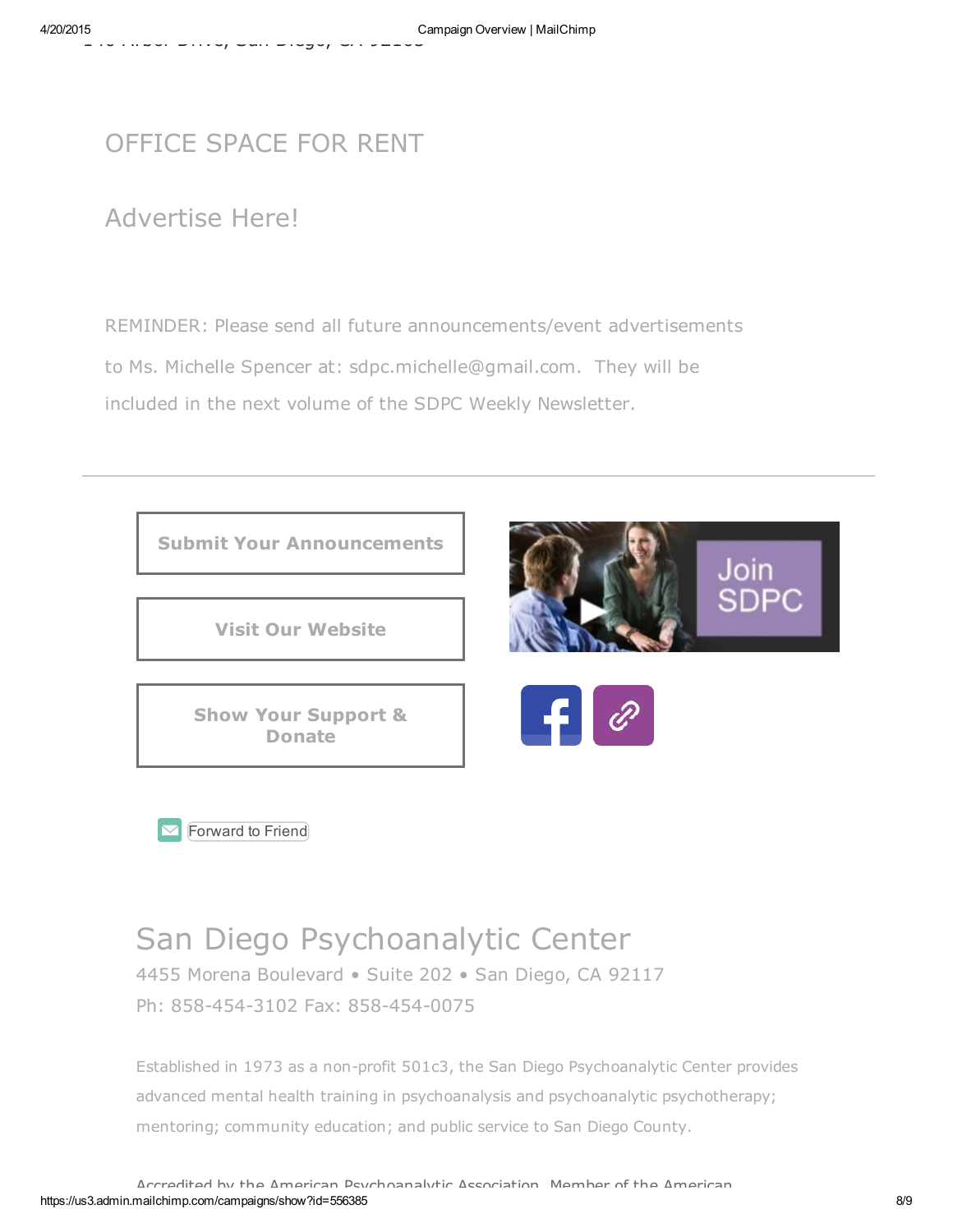## OFFICE SPACE FOR RENT

## Advertise Here!

REMINDER: Please send all future announcements/event advertisements to Ms. Michelle Spencer at: sdpc.michelle@gmail.com. They will be included in the next volume of the SDPC Weekly Newsletter.

---

**Submit Your Announcements**

**Visit Our Website**

**Show Your Support & Donate**

Join SDPC

Forward to Friend

## San Diego Psychoanalytic Center

4455 Morena Boulevard • Suite 202 • San Diego, CA 92117

Ph: 858-454-3102 Fax: 858-454-0075

Established in 1973 as a non-profit 501c3, the San Diego Psychoanalytic Center provides advanced mental health training in psychoanalysis and psychoanalytic psychotherapy; mentoring; community education; and public service to San Diego County.

Accredited by the American Psychoanalytic Association. Member of the American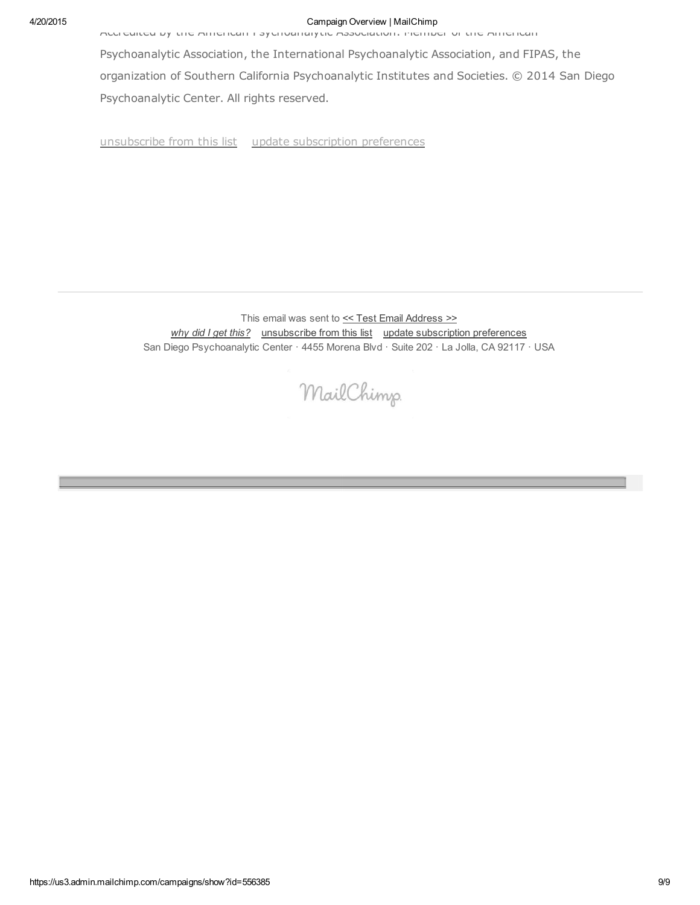Accredited by the American Psychoanalytic Association. Member of the American Psychoanalytic Association, the International Psychoanalytic Association, and FIPAS, the organization of Southern California Psychoanalytic Institutes and Societies. © 2014 San Diego Psychoanalytic Center. All rights reserved.

unsubscribe from this list    update subscription preferences

This email was sent to << Test Email Address >>

*why did I get this?*    unsubscribe from this list    update subscription preferences

San Diego Psychoanalytic Center · 4455 Morena Blvd · Suite 202 · La Jolla, CA 92117 · USA

MailChimp